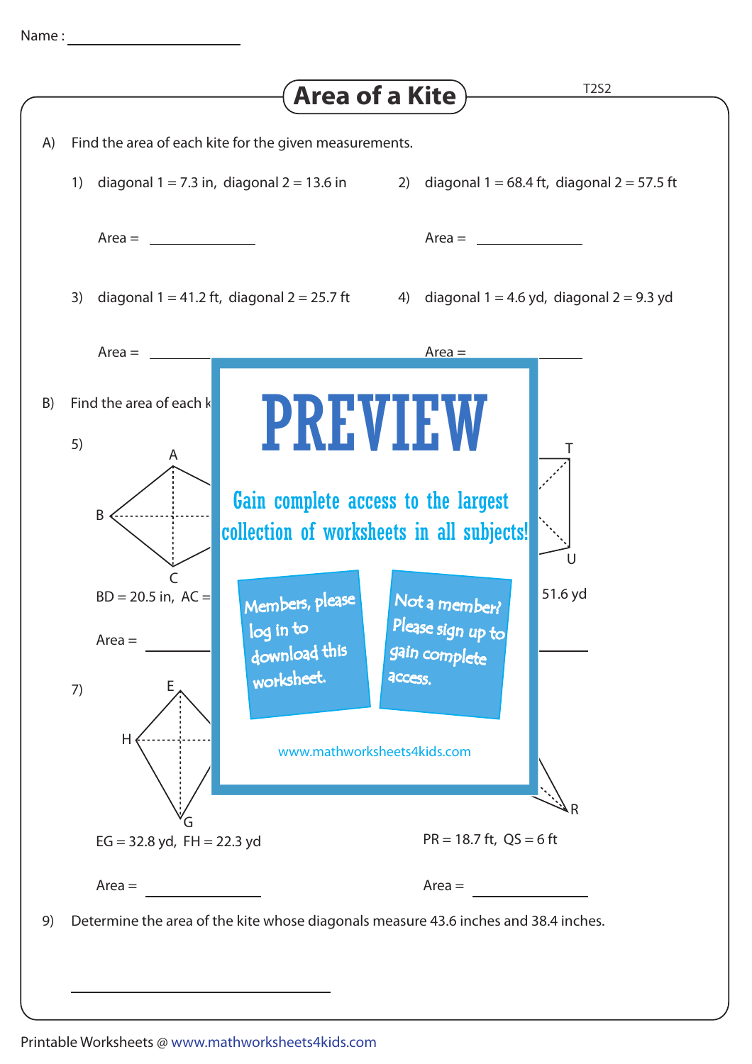Name : ____________________

# Area of a Kite

T2S2

A) Find the area of each kite for the given measurements.

1) diagonal 1 = 7.3 in, diagonal 2 = 13.6 in

Area = ____________

2) diagonal 1 = 68.4 ft, diagonal 2 = 57.5 ft

Area = ____________

3) diagonal 1 = 41.2 ft, diagonal 2 = 25.7 ft

Area = ____________

4) diagonal 1 = 4.6 yd, diagonal 2 = 9.3 yd

Area = ____________

B) Find the area of each k

5)

A

B

C

BD = 20.5 in, AC =

Area = ____________

T

U

51.6 yd

____________

7)

E

H

G

EG = 32.8 yd, FH = 22.3 yd

Area = ____________

R

PR = 18.7 ft, QS = 6 ft

Area = ____________

PREVIEW

Gain complete access to the largest collection of worksheets in all subjects!

Members, please log in to download this worksheet.

Not a member? Please sign up to gain complete access.

www.mathworksheets4kids.com

9) Determine the area of the kite whose diagonals measure 43.6 inches and 38.4 inches.

________________________________

Printable Worksheets @ www.mathworksheets4kids.com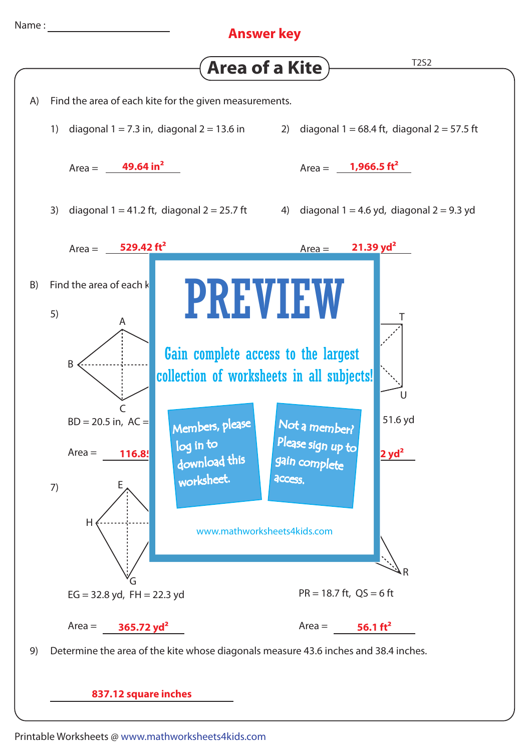Name : ____________________

**Answer key**

# Area of a Kite

T2S2

A) Find the area of each kite for the given measurements.

1) diagonal 1 = 7.3 in, diagonal 2 = 13.6 in

Area = **49.64 in$^2$**

2) diagonal 1 = 68.4 ft, diagonal 2 = 57.5 ft

Area = **1,966.5 ft$^2$**

3) diagonal 1 = 41.2 ft, diagonal 2 = 25.7 ft

Area = **529.42 ft$^2$**

4) diagonal 1 = 4.6 yd, diagonal 2 = 9.3 yd

Area = **21.39 yd$^2$**

B) Find the area of each k

5)

A

B

C

BD = 20.5 in, AC =

Area = **116.8**

T

U

51.6 yd

**2 yd$^2$**

PREVIEW

Gain complete access to the largest collection of worksheets in all subjects!

Members, please log in to download this worksheet.

Not a member? Please sign up to gain complete access.

www.mathworksheets4kids.com

7)

E

H

G

EG = 32.8 yd, FH = 22.3 yd

Area = **365.72 yd$^2$**

R

PR = 18.7 ft, QS = 6 ft

Area = **56.1 ft$^2$**

9) Determine the area of the kite whose diagonals measure 43.6 inches and 38.4 inches.

**837.12 square inches**

Printable Worksheets @ www.mathworksheets4kids.com